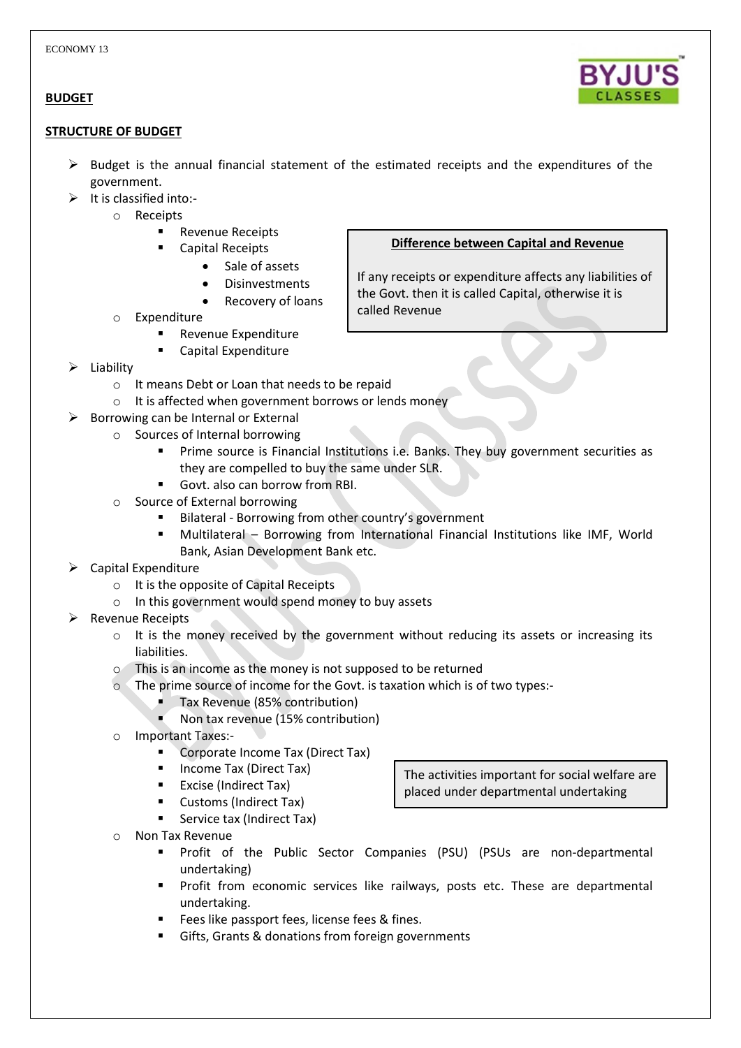## BUDGET

### STRUCTURE OF BUDGET

- Budget is the annual financial statement of the estimated receipts and the expenditures of the government.
- It is classified into:-
  - Receipts
    - Revenue Receipts
    - Capital Receipts
      - Sale of assets
      - Disinvestments
      - Recovery of loans
  - Expenditure
    - Revenue Expenditure
    - Capital Expenditure

> **Difference between Capital and Revenue**
>
> If any receipts or expenditure affects any liabilities of the Govt. then it is called Capital, otherwise it is called Revenue

- Liability
  - It means Debt or Loan that needs to be repaid
  - It is affected when government borrows or lends money
- Borrowing can be Internal or External
  - Sources of Internal borrowing
    - Prime source is Financial Institutions i.e. Banks. They buy government securities as they are compelled to buy the same under SLR.
    - Govt. also can borrow from RBI.
  - Source of External borrowing
    - Bilateral - Borrowing from other country's government
    - Multilateral – Borrowing from International Financial Institutions like IMF, World Bank, Asian Development Bank etc.
- Capital Expenditure
  - It is the opposite of Capital Receipts
  - In this government would spend money to buy assets
- Revenue Receipts
  - It is the money received by the government without reducing its assets or increasing its liabilities.
  - This is an income as the money is not supposed to be returned
  - The prime source of income for the Govt. is taxation which is of two types:-
    - Tax Revenue (85% contribution)
    - Non tax revenue (15% contribution)
  - Important Taxes:-
    - Corporate Income Tax (Direct Tax)
    - Income Tax (Direct Tax)
    - Excise (Indirect Tax)
    - Customs (Indirect Tax)
    - Service tax (Indirect Tax)
  - Non Tax Revenue
    - Profit of the Public Sector Companies (PSU) (PSUs are non-departmental undertaking)
    - Profit from economic services like railways, posts etc. These are departmental undertaking.
    - Fees like passport fees, license fees & fines.
    - Gifts, Grants & donations from foreign governments

> The activities important for social welfare are placed under departmental undertaking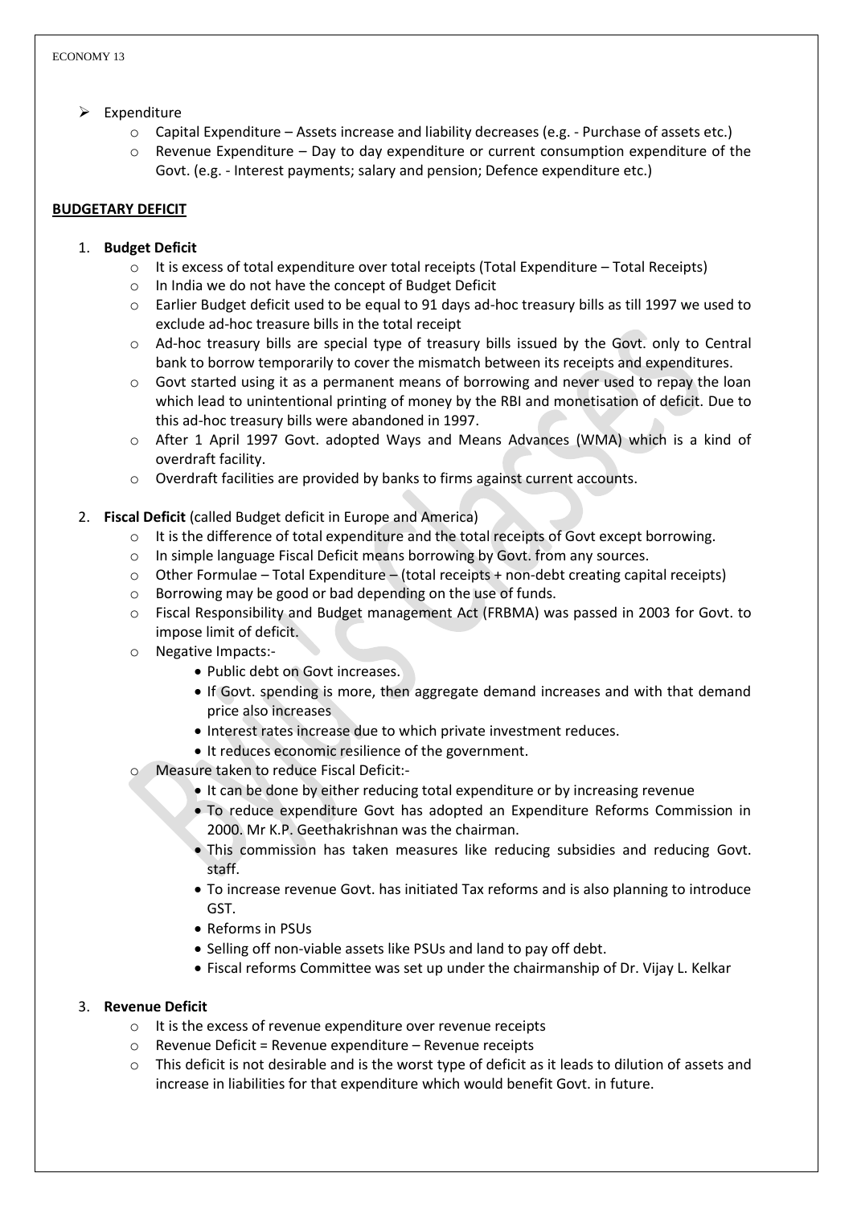- Expenditure
  - Capital Expenditure – Assets increase and liability decreases (e.g. - Purchase of assets etc.)
  - Revenue Expenditure – Day to day expenditure or current consumption expenditure of the Govt. (e.g. - Interest payments; salary and pension; Defence expenditure etc.)

**BUDGETARY DEFICIT**

1. **Budget Deficit**
   - It is excess of total expenditure over total receipts (Total Expenditure – Total Receipts)
   - In India we do not have the concept of Budget Deficit
   - Earlier Budget deficit used to be equal to 91 days ad-hoc treasury bills as till 1997 we used to exclude ad-hoc treasure bills in the total receipt
   - Ad-hoc treasury bills are special type of treasury bills issued by the Govt. only to Central bank to borrow temporarily to cover the mismatch between its receipts and expenditures.
   - Govt started using it as a permanent means of borrowing and never used to repay the loan which lead to unintentional printing of money by the RBI and monetisation of deficit. Due to this ad-hoc treasury bills were abandoned in 1997.
   - After 1 April 1997 Govt. adopted Ways and Means Advances (WMA) which is a kind of overdraft facility.
   - Overdraft facilities are provided by banks to firms against current accounts.

2. **Fiscal Deficit** (called Budget deficit in Europe and America)
   - It is the difference of total expenditure and the total receipts of Govt except borrowing.
   - In simple language Fiscal Deficit means borrowing by Govt. from any sources.
   - Other Formulae – Total Expenditure – (total receipts + non-debt creating capital receipts)
   - Borrowing may be good or bad depending on the use of funds.
   - Fiscal Responsibility and Budget management Act (FRBMA) was passed in 2003 for Govt. to impose limit of deficit.
   - Negative Impacts:-
     - Public debt on Govt increases.
     - If Govt. spending is more, then aggregate demand increases and with that demand price also increases
     - Interest rates increase due to which private investment reduces.
     - It reduces economic resilience of the government.
   - Measure taken to reduce Fiscal Deficit:-
     - It can be done by either reducing total expenditure or by increasing revenue
     - To reduce expenditure Govt has adopted an Expenditure Reforms Commission in 2000. Mr K.P. Geethakrishnan was the chairman.
     - This commission has taken measures like reducing subsidies and reducing Govt. staff.
     - To increase revenue Govt. has initiated Tax reforms and is also planning to introduce GST.
     - Reforms in PSUs
     - Selling off non-viable assets like PSUs and land to pay off debt.
     - Fiscal reforms Committee was set up under the chairmanship of Dr. Vijay L. Kelkar

3. **Revenue Deficit**
   - It is the excess of revenue expenditure over revenue receipts
   - Revenue Deficit = Revenue expenditure – Revenue receipts
   - This deficit is not desirable and is the worst type of deficit as it leads to dilution of assets and increase in liabilities for that expenditure which would benefit Govt. in future.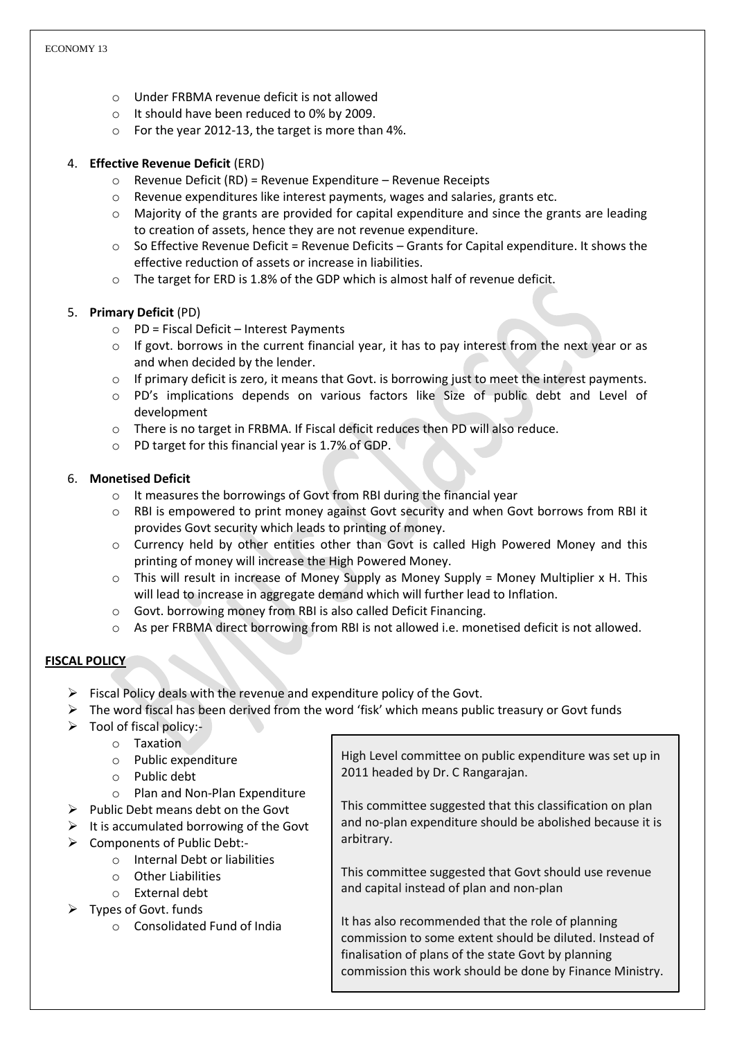- Under FRBMA revenue deficit is not allowed
- It should have been reduced to 0% by 2009.
- For the year 2012-13, the target is more than 4%.

4. **Effective Revenue Deficit** (ERD)
    - Revenue Deficit (RD) = Revenue Expenditure – Revenue Receipts
    - Revenue expenditures like interest payments, wages and salaries, grants etc.
    - Majority of the grants are provided for capital expenditure and since the grants are leading to creation of assets, hence they are not revenue expenditure.
    - So Effective Revenue Deficit = Revenue Deficits – Grants for Capital expenditure. It shows the effective reduction of assets or increase in liabilities.
    - The target for ERD is 1.8% of the GDP which is almost half of revenue deficit.

5. **Primary Deficit** (PD)
    - PD = Fiscal Deficit – Interest Payments
    - If govt. borrows in the current financial year, it has to pay interest from the next year or as and when decided by the lender.
    - If primary deficit is zero, it means that Govt. is borrowing just to meet the interest payments.
    - PD's implications depends on various factors like Size of public debt and Level of development
    - There is no target in FRBMA. If Fiscal deficit reduces then PD will also reduce.
    - PD target for this financial year is 1.7% of GDP.

6. **Monetised Deficit**
    - It measures the borrowings of Govt from RBI during the financial year
    - RBI is empowered to print money against Govt security and when Govt borrows from RBI it provides Govt security which leads to printing of money.
    - Currency held by other entities other than Govt is called High Powered Money and this printing of money will increase the High Powered Money.
    - This will result in increase of Money Supply as Money Supply = Money Multiplier x H. This will lead to increase in aggregate demand which will further lead to Inflation.
    - Govt. borrowing money from RBI is also called Deficit Financing.
    - As per FRBMA direct borrowing from RBI is not allowed i.e. monetised deficit is not allowed.

**FISCAL POLICY**

- Fiscal Policy deals with the revenue and expenditure policy of the Govt.
- The word fiscal has been derived from the word 'fisk' which means public treasury or Govt funds
- Tool of fiscal policy:-
    - Taxation
    - Public expenditure
    - Public debt
    - Plan and Non-Plan Expenditure
- Public Debt means debt on the Govt
- It is accumulated borrowing of the Govt
- Components of Public Debt:-
    - Internal Debt or liabilities
    - Other Liabilities
    - External debt
- Types of Govt. funds
    - Consolidated Fund of India

> High Level committee on public expenditure was set up in 2011 headed by Dr. C Rangarajan.
>
> This committee suggested that this classification on plan and no-plan expenditure should be abolished because it is arbitrary.
>
> This committee suggested that Govt should use revenue and capital instead of plan and non-plan
>
> It has also recommended that the role of planning commission to some extent should be diluted. Instead of finalisation of plans of the state Govt by planning commission this work should be done by Finance Ministry.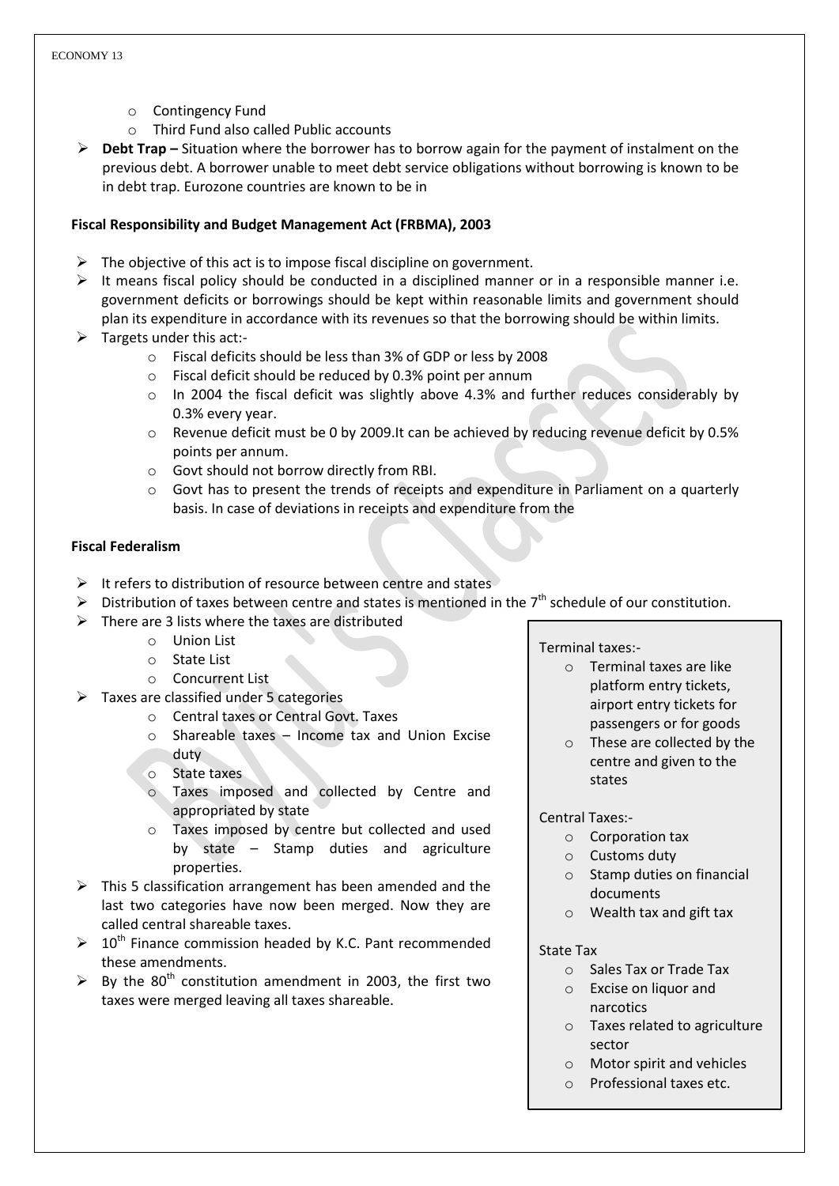- Contingency Fund
- Third Fund also called Public accounts

- **Debt Trap –** Situation where the borrower has to borrow again for the payment of instalment on the previous debt. A borrower unable to meet debt service obligations without borrowing is known to be in debt trap. Eurozone countries are known to be in

**Fiscal Responsibility and Budget Management Act (FRBMA), 2003**

- The objective of this act is to impose fiscal discipline on government.
- It means fiscal policy should be conducted in a disciplined manner or in a responsible manner i.e. government deficits or borrowings should be kept within reasonable limits and government should plan its expenditure in accordance with its revenues so that the borrowing should be within limits.
- Targets under this act:-
    - Fiscal deficits should be less than 3% of GDP or less by 2008
    - Fiscal deficit should be reduced by 0.3% point per annum
    - In 2004 the fiscal deficit was slightly above 4.3% and further reduces considerably by 0.3% every year.
    - Revenue deficit must be 0 by 2009.It can be achieved by reducing revenue deficit by 0.5% points per annum.
    - Govt should not borrow directly from RBI.
    - Govt has to present the trends of receipts and expenditure in Parliament on a quarterly basis. In case of deviations in receipts and expenditure from the

**Fiscal Federalism**

- It refers to distribution of resource between centre and states
- Distribution of taxes between centre and states is mentioned in the 7th schedule of our constitution.
- There are 3 lists where the taxes are distributed
    - Union List
    - State List
    - Concurrent List
- Taxes are classified under 5 categories
    - Central taxes or Central Govt. Taxes
    - Shareable taxes – Income tax and Union Excise duty
    - State taxes
    - Taxes imposed and collected by Centre and appropriated by state
    - Taxes imposed by centre but collected and used by state – Stamp duties and agriculture properties.
- This 5 classification arrangement has been amended and the last two categories have now been merged. Now they are called central shareable taxes.
- 10th Finance commission headed by K.C. Pant recommended these amendments.
- By the 80th constitution amendment in 2003, the first two taxes were merged leaving all taxes shareable.

Terminal taxes:-

- Terminal taxes are like platform entry tickets, airport entry tickets for passengers or for goods
- These are collected by the centre and given to the states

Central Taxes:-

- Corporation tax
- Customs duty
- Stamp duties on financial documents
- Wealth tax and gift tax

State Tax

- Sales Tax or Trade Tax
- Excise on liquor and narcotics
- Taxes related to agriculture sector
- Motor spirit and vehicles
- Professional taxes etc.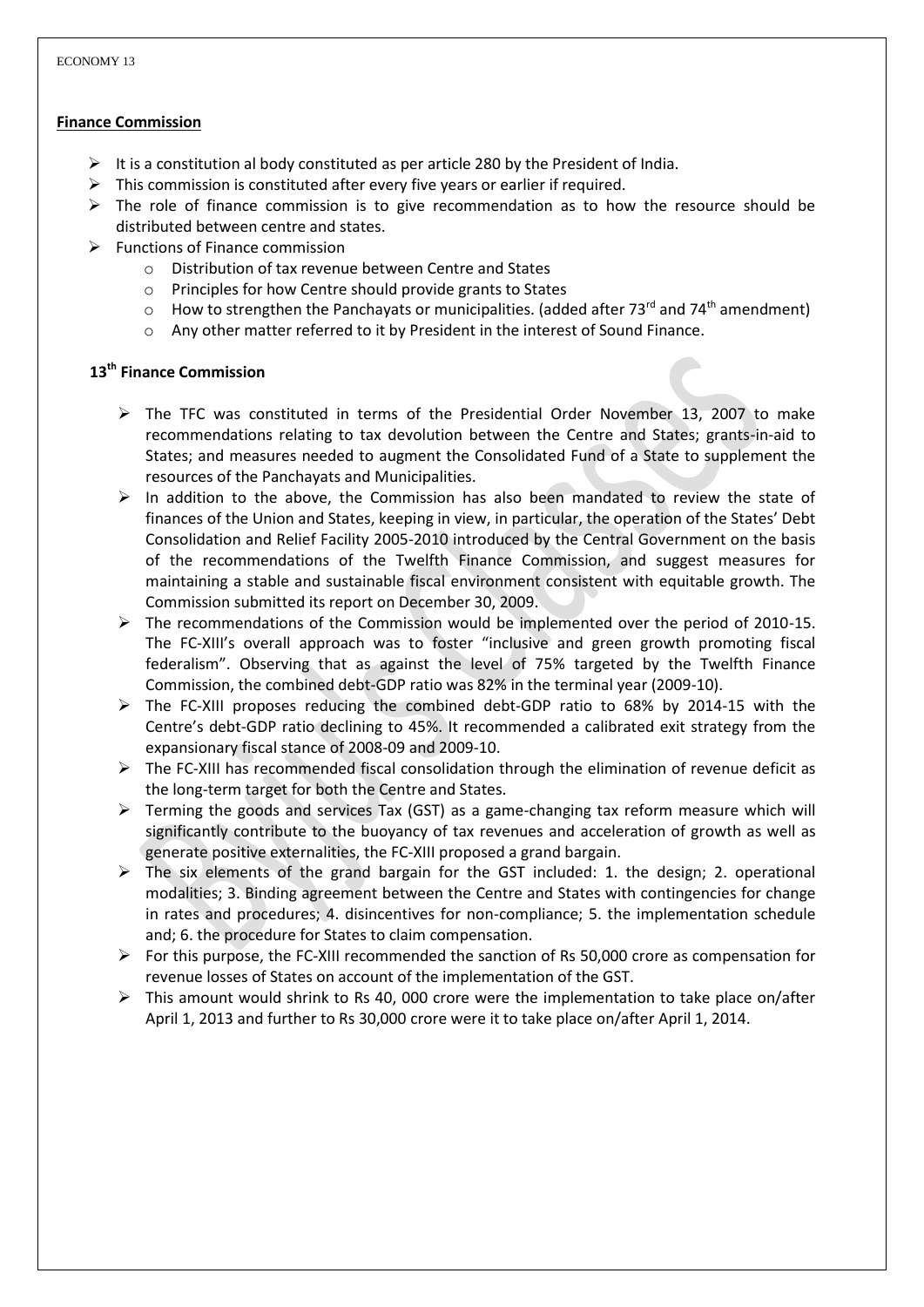## Finance Commission

- It is a constitution al body constituted as per article 280 by the President of India.
- This commission is constituted after every five years or earlier if required.
- The role of finance commission is to give recommendation as to how the resource should be distributed between centre and states.
- Functions of Finance commission
  - Distribution of tax revenue between Centre and States
  - Principles for how Centre should provide grants to States
  - How to strengthen the Panchayats or municipalities. (added after 73rd and 74th amendment)
  - Any other matter referred to it by President in the interest of Sound Finance.

### 13th Finance Commission

- The TFC was constituted in terms of the Presidential Order November 13, 2007 to make recommendations relating to tax devolution between the Centre and States; grants-in-aid to States; and measures needed to augment the Consolidated Fund of a State to supplement the resources of the Panchayats and Municipalities.
- In addition to the above, the Commission has also been mandated to review the state of finances of the Union and States, keeping in view, in particular, the operation of the States' Debt Consolidation and Relief Facility 2005-2010 introduced by the Central Government on the basis of the recommendations of the Twelfth Finance Commission, and suggest measures for maintaining a stable and sustainable fiscal environment consistent with equitable growth. The Commission submitted its report on December 30, 2009.
- The recommendations of the Commission would be implemented over the period of 2010-15. The FC-XIII's overall approach was to foster "inclusive and green growth promoting fiscal federalism". Observing that as against the level of 75% targeted by the Twelfth Finance Commission, the combined debt-GDP ratio was 82% in the terminal year (2009-10).
- The FC-XIII proposes reducing the combined debt-GDP ratio to 68% by 2014-15 with the Centre's debt-GDP ratio declining to 45%. It recommended a calibrated exit strategy from the expansionary fiscal stance of 2008-09 and 2009-10.
- The FC-XIII has recommended fiscal consolidation through the elimination of revenue deficit as the long-term target for both the Centre and States.
- Terming the goods and services Tax (GST) as a game-changing tax reform measure which will significantly contribute to the buoyancy of tax revenues and acceleration of growth as well as generate positive externalities, the FC-XIII proposed a grand bargain.
- The six elements of the grand bargain for the GST included: 1. the design; 2. operational modalities; 3. Binding agreement between the Centre and States with contingencies for change in rates and procedures; 4. disincentives for non-compliance; 5. the implementation schedule and; 6. the procedure for States to claim compensation.
- For this purpose, the FC-XIII recommended the sanction of Rs 50,000 crore as compensation for revenue losses of States on account of the implementation of the GST.
- This amount would shrink to Rs 40, 000 crore were the implementation to take place on/after April 1, 2013 and further to Rs 30,000 crore were it to take place on/after April 1, 2014.